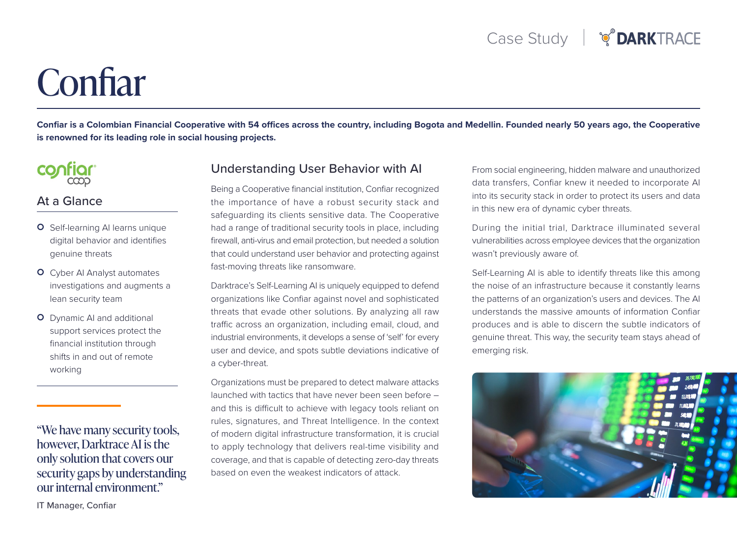# Confiar

**Confiar is a Colombian Financial Cooperative with 54 offices across the country, including Bogota and Medellin. Founded nearly 50 years ago, the Cooperative is renowned for its leading role in social housing projects.**

## At a Glance

- Self-learning AI learns unique digital behavior and identifies genuine threats
- Cyber AI Analyst automates investigations and augments a lean security team
- Dynamic AI and additional support services protect the financial institution through shifts in and out of remote working

"We have many security tools, however, Darktrace AI is the only solution that covers our security gaps by understanding our internal environment."

IT Manager, Confiar

## Understanding User Behavior with AI

Being a Cooperative financial institution, Confiar recognized the importance of have a robust security stack and safeguarding its clients sensitive data. The Cooperative had a range of traditional security tools in place, including firewall, anti-virus and email protection, but needed a solution that could understand user behavior and protecting against fast-moving threats like ransomware.

Darktrace's Self-Learning AI is uniquely equipped to defend organizations like Confiar against novel and sophisticated threats that evade other solutions. By analyzing all raw traffic across an organization, including email, cloud, and industrial environments, it develops a sense of 'self' for every user and device, and spots subtle deviations indicative of a cyber-threat.

Organizations must be prepared to detect malware attacks launched with tactics that have never been seen before – and this is difficult to achieve with legacy tools reliant on rules, signatures, and Threat Intelligence. In the context of modern digital infrastructure transformation, it is crucial to apply technology that delivers real-time visibility and coverage, and that is capable of detecting zero-day threats based on even the weakest indicators of attack.

From social engineering, hidden malware and unauthorized data transfers, Confiar knew it needed to incorporate AI into its security stack in order to protect its users and data in this new era of dynamic cyber threats.

During the initial trial, Darktrace illuminated several vulnerabilities across employee devices that the organization wasn't previously aware of.

Self-Learning AI is able to identify threats like this among the noise of an infrastructure because it constantly learns the patterns of an organization's users and devices. The AI understands the massive amounts of information Confiar produces and is able to discern the subtle indicators of genuine threat. This way, the security team stays ahead of emerging risk.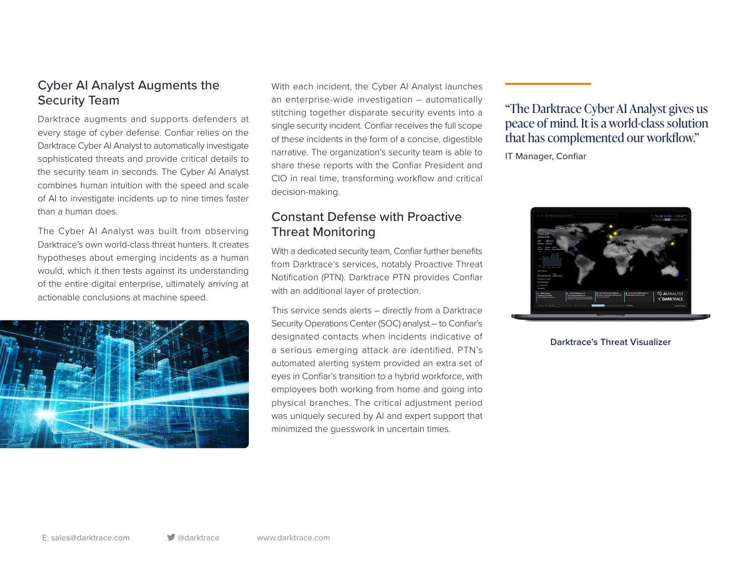## Cyber AI Analyst Augments the Security Team

Darktrace augments and supports defenders at every stage of cyber defense. Confiar relies on the Darktrace Cyber AI Analyst to automatically investigate sophisticated threats and provide critical details to the security team in seconds. The Cyber AI Analyst combines human intuition with the speed and scale of AI to investigate incidents up to nine times faster than a human does.

The Cyber AI Analyst was built from observing Darktrace's own world-class threat hunters. It creates hypotheses about emerging incidents as a human would, which it then tests against its understanding of the entire digital enterprise, ultimately arriving at actionable conclusions at machine speed.

With each incident, the Cyber AI Analyst launches an enterprise-wide investigation – automatically stitching together disparate security events into a single security incident. Confiar receives the full scope of these incidents in the form of a concise, digestible narrative. The organization's security team is able to share these reports with the Confiar President and CIO in real time, transforming workflow and critical decision-making.

## Constant Defense with Proactive Threat Monitoring

With a dedicated security team, Confiar further benefits from Darktrace's services, notably Proactive Threat Notification (PTN). Darktrace PTN provides Confiar with an additional layer of protection.

This service sends alerts – directly from a Darktrace Security Operations Center (SOC) analyst – to Confiar's designated contacts when incidents indicative of a serious emerging attack are identified. PTN's automated alerting system provided an extra set of eyes in Confiar's transition to a hybrid workforce, with employees both working from home and going into physical branches. The critical adjustment period was uniquely secured by AI and expert support that minimized the guesswork in uncertain times.

> "The Darktrace Cyber AI Analyst gives us peace of mind. It is a world-class solution that has complemented our workflow."
>
> IT Manager, Confiar

Darktrace's Threat Visualizer

E: sales@darktrace.com @darktrace www.darktrace.com